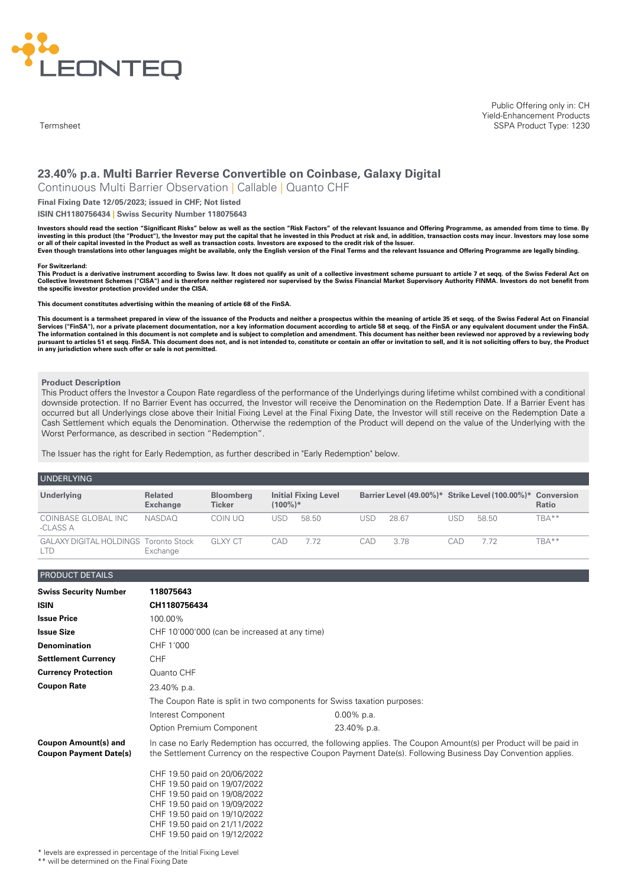Termsheet

Public Offering only in: CH
Yield-Enhancement Products
SSPA Product Type: 1230

# 23.40% p.a. Multi Barrier Reverse Convertible on Coinbase, Galaxy Digital

Continuous Multi Barrier Observation | Callable | Quanto CHF

**Final Fixing Date 12/05/2023; issued in CHF; Not listed**

**ISIN CH1180756434 | Swiss Security Number 118075643**

**Investors should read the section "Significant Risks" below as well as the section "Risk Factors" of the relevant Issuance and Offering Programme, as amended from time to time. By investing in this product (the "Product"), the Investor may put the capital that he invested in this Product at risk and, in addition, transaction costs may incur. Investors may lose some or all of their capital invested in the Product as well as transaction costs. Investors are exposed to the credit risk of the Issuer.**
**Even though translations into other languages might be available, only the English version of the Final Terms and the relevant Issuance and Offering Programme are legally binding.**

**For Switzerland:**
**This Product is a derivative instrument according to Swiss law. It does not qualify as unit of a collective investment scheme pursuant to article 7 et seqq. of the Swiss Federal Act on Collective Investment Schemes ("CISA") and is therefore neither registered nor supervised by the Swiss Financial Market Supervisory Authority FINMA. Investors do not benefit from the specific investor protection provided under the CISA.**

**This document constitutes advertising within the meaning of article 68 of the FinSA.**

**This document is a termsheet prepared in view of the issuance of the Products and neither a prospectus within the meaning of article 35 et seqq. of the Swiss Federal Act on Financial Services ("FinSA"), nor a private placement documentation, nor a key information document according to article 58 et seqq. of the FinSA or any equivalent document under the FinSA. The information contained in this document is not complete and is subject to completion and amendment. This document has neither been reviewed nor approved by a reviewing body pursuant to articles 51 et seqq. FinSA. This document does not, and is not intended to, constitute or contain an offer or invitation to sell, and it is not soliciting offers to buy, the Product in any jurisdiction where such offer or sale is not permitted.**

## Product Description

This Product offers the Investor a Coupon Rate regardless of the performance of the Underlyings during lifetime whilst combined with a conditional downside protection. If no Barrier Event has occurred, the Investor will receive the Denomination on the Redemption Date. If a Barrier Event has occurred but all Underlyings close above their Initial Fixing Level at the Final Fixing Date, the Investor will still receive on the Redemption Date a Cash Settlement which equals the Denomination. Otherwise the redemption of the Product will depend on the value of the Underlying with the Worst Performance, as described in section "Redemption".

The Issuer has the right for Early Redemption, as further described in "Early Redemption" below.

## UNDERLYING

| Underlying | Related Exchange | Bloomberg Ticker | Initial Fixing Level (100%)* | Barrier Level (49.00%)* | Strike Level (100.00%)* | Conversion Ratio |
|---|---|---|---|---|---|---|
| COINBASE GLOBAL INC -CLASS A | NASDAQ | COIN UQ | USD 58.50 | USD 28.67 | USD 58.50 | TBA** |
| GALAXY DIGITAL HOLDINGS LTD | Toronto Stock Exchange | GLXY CT | CAD 7.72 | CAD 3.78 | CAD 7.72 | TBA** |

## PRODUCT DETAILS

| | | |
|---|---|---|
| **Swiss Security Number** | **118075643** | |
| **ISIN** | **CH1180756434** | |
| **Issue Price** | 100.00% | |
| **Issue Size** | CHF 10'000'000 (can be increased at any time) | |
| **Denomination** | CHF 1'000 | |
| **Settlement Currency** | CHF | |
| **Currency Protection** | Quanto CHF | |
| **Coupon Rate** | 23.40% p.a. | |
| | The Coupon Rate is split in two components for Swiss taxation purposes: | |
| | Interest Component | 0.00% p.a. |
| | Option Premium Component | 23.40% p.a. |

**Coupon Amount(s) and Coupon Payment Date(s)**

In case no Early Redemption has occurred, the following applies. The Coupon Amount(s) per Product will be paid in the Settlement Currency on the respective Coupon Payment Date(s). Following Business Day Convention applies.

CHF 19.50 paid on 20/06/2022
CHF 19.50 paid on 19/07/2022
CHF 19.50 paid on 19/08/2022
CHF 19.50 paid on 19/09/2022
CHF 19.50 paid on 19/10/2022
CHF 19.50 paid on 21/11/2022
CHF 19.50 paid on 19/12/2022

\* levels are expressed in percentage of the Initial Fixing Level
\** will be determined on the Final Fixing Date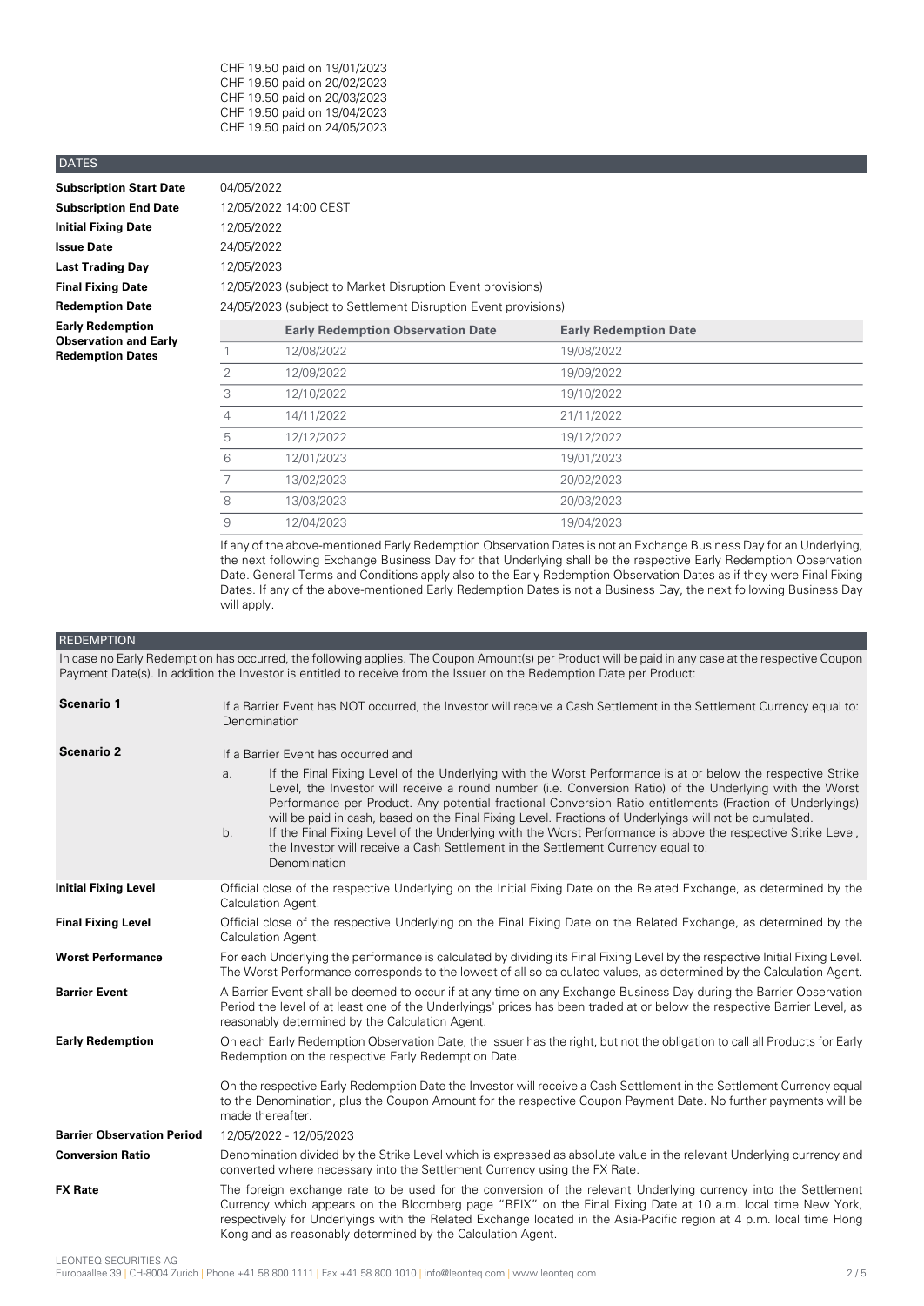CHF 19.50 paid on 19/01/2023
CHF 19.50 paid on 20/02/2023
CHF 19.50 paid on 20/03/2023
CHF 19.50 paid on 19/04/2023
CHF 19.50 paid on 24/05/2023

## DATES

**Subscription Start Date** 04/05/2022

**Subscription End Date** 12/05/2022 14:00 CEST

**Initial Fixing Date** 12/05/2022

**Issue Date** 24/05/2022

**Last Trading Day** 12/05/2023

**Final Fixing Date** 12/05/2023 (subject to Market Disruption Event provisions)

**Redemption Date** 24/05/2023 (subject to Settlement Disruption Event provisions)

**Early Redemption Observation and Early Redemption Dates**

| | Early Redemption Observation Date | Early Redemption Date |
|---|---|---|
| 1 | 12/08/2022 | 19/08/2022 |
| 2 | 12/09/2022 | 19/09/2022 |
| 3 | 12/10/2022 | 19/10/2022 |
| 4 | 14/11/2022 | 21/11/2022 |
| 5 | 12/12/2022 | 19/12/2022 |
| 6 | 12/01/2023 | 19/01/2023 |
| 7 | 13/02/2023 | 20/02/2023 |
| 8 | 13/03/2023 | 20/03/2023 |
| 9 | 12/04/2023 | 19/04/2023 |

If any of the above-mentioned Early Redemption Observation Dates is not an Exchange Business Day for an Underlying, the next following Exchange Business Day for that Underlying shall be the respective Early Redemption Observation Date. General Terms and Conditions apply also to the Early Redemption Observation Dates as if they were Final Fixing Dates. If any of the above-mentioned Early Redemption Dates is not a Business Day, the next following Business Day will apply.

## REDEMPTION

In case no Early Redemption has occurred, the following applies. The Coupon Amount(s) per Product will be paid in any case at the respective Coupon Payment Date(s). In addition the Investor is entitled to receive from the Issuer on the Redemption Date per Product:

**Scenario 1**

If a Barrier Event has NOT occurred, the Investor will receive a Cash Settlement in the Settlement Currency equal to: Denomination

**Scenario 2**

If a Barrier Event has occurred and

a. If the Final Fixing Level of the Underlying with the Worst Performance is at or below the respective Strike Level, the Investor will receive a round number (i.e. Conversion Ratio) of the Underlying with the Worst Performance per Product. Any potential fractional Conversion Ratio entitlements (Fraction of Underlyings) will be paid in cash, based on the Final Fixing Level. Fractions of Underlyings will not be cumulated.

b. If the Final Fixing Level of the Underlying with the Worst Performance is above the respective Strike Level, the Investor will receive a Cash Settlement in the Settlement Currency equal to: Denomination

**Initial Fixing Level** Official close of the respective Underlying on the Initial Fixing Date on the Related Exchange, as determined by the Calculation Agent.

**Final Fixing Level** Official close of the respective Underlying on the Final Fixing Date on the Related Exchange, as determined by the Calculation Agent.

**Worst Performance** For each Underlying the performance is calculated by dividing its Final Fixing Level by the respective Initial Fixing Level. The Worst Performance corresponds to the lowest of all so calculated values, as determined by the Calculation Agent.

**Barrier Event** A Barrier Event shall be deemed to occur if at any time on any Exchange Business Day during the Barrier Observation Period the level of at least one of the Underlyings' prices has been traded at or below the respective Barrier Level, as reasonably determined by the Calculation Agent.

**Early Redemption** On each Early Redemption Observation Date, the Issuer has the right, but not the obligation to call all Products for Early Redemption on the respective Early Redemption Date.

On the respective Early Redemption Date the Investor will receive a Cash Settlement in the Settlement Currency equal to the Denomination, plus the Coupon Amount for the respective Coupon Payment Date. No further payments will be made thereafter.

**Barrier Observation Period** 12/05/2022 - 12/05/2023

**Conversion Ratio** Denomination divided by the Strike Level which is expressed as absolute value in the relevant Underlying currency and converted where necessary into the Settlement Currency using the FX Rate.

**FX Rate** The foreign exchange rate to be used for the conversion of the relevant Underlying currency into the Settlement Currency which appears on the Bloomberg page "BFIX" on the Final Fixing Date at 10 a.m. local time New York, respectively for Underlyings with the Related Exchange located in the Asia-Pacific region at 4 p.m. local time Hong Kong and as reasonably determined by the Calculation Agent.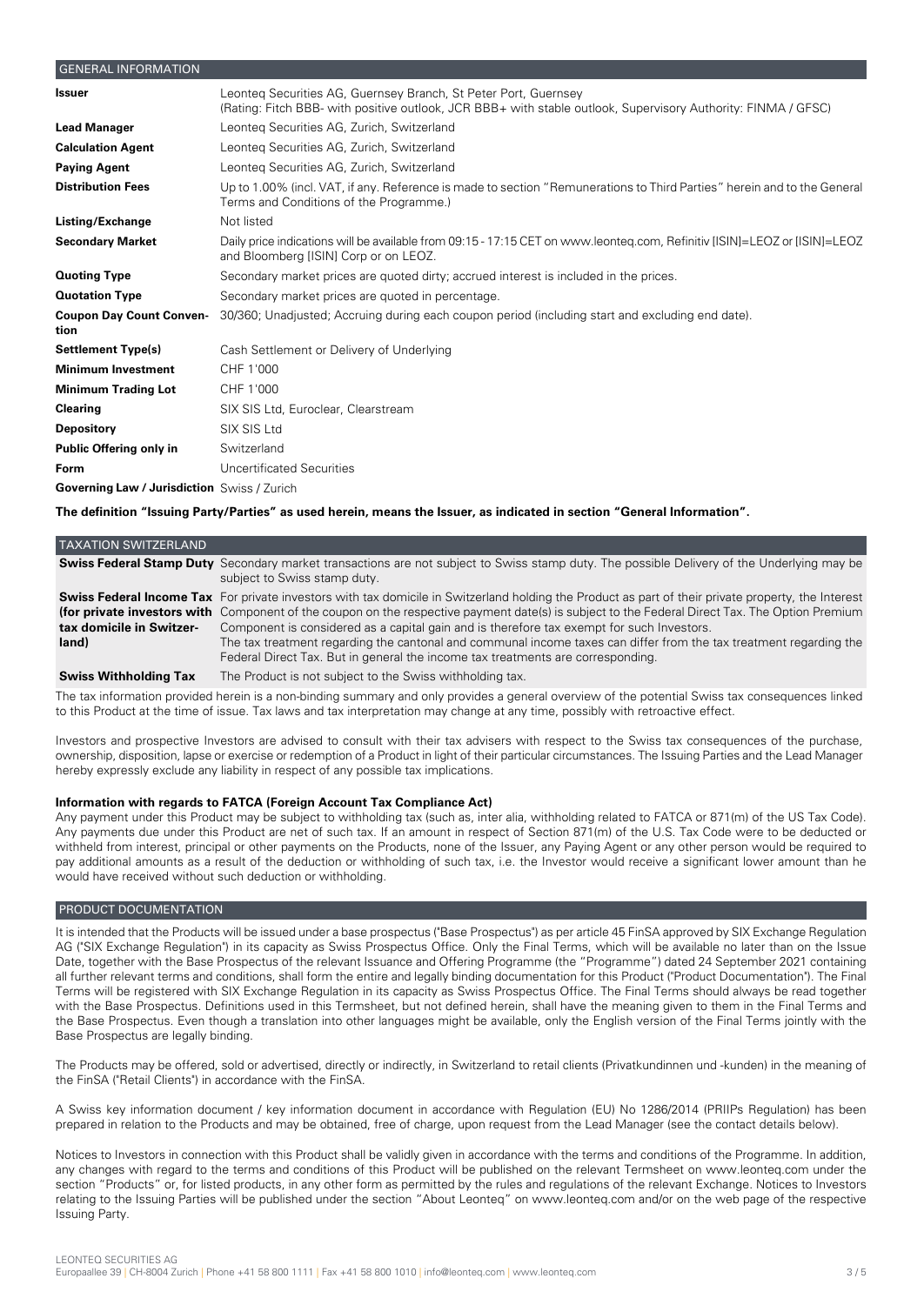## GENERAL INFORMATION

| | |
|---|---|
| **Issuer** | Leonteq Securities AG, Guernsey Branch, St Peter Port, Guernsey (Rating: Fitch BBB- with positive outlook, JCR BBB+ with stable outlook, Supervisory Authority: FINMA / GFSC) |
| **Lead Manager** | Leonteq Securities AG, Zurich, Switzerland |
| **Calculation Agent** | Leonteq Securities AG, Zurich, Switzerland |
| **Paying Agent** | Leonteq Securities AG, Zurich, Switzerland |
| **Distribution Fees** | Up to 1.00% (incl. VAT, if any. Reference is made to section "Remunerations to Third Parties" herein and to the General Terms and Conditions of the Programme.) |
| **Listing/Exchange** | Not listed |
| **Secondary Market** | Daily price indications will be available from 09:15 - 17:15 CET on www.leonteq.com, Refinitiv [ISIN]=LEOZ or [ISIN]=LEOZ and Bloomberg [ISIN] Corp or on LEOZ. |
| **Quoting Type** | Secondary market prices are quoted dirty; accrued interest is included in the prices. |
| **Quotation Type** | Secondary market prices are quoted in percentage. |
| **Coupon Day Count Convention** | 30/360; Unadjusted; Accruing during each coupon period (including start and excluding end date). |
| **Settlement Type(s)** | Cash Settlement or Delivery of Underlying |
| **Minimum Investment** | CHF 1'000 |
| **Minimum Trading Lot** | CHF 1'000 |
| **Clearing** | SIX SIS Ltd, Euroclear, Clearstream |
| **Depository** | SIX SIS Ltd |
| **Public Offering only in** | Switzerland |
| **Form** | Uncertificated Securities |
| **Governing Law / Jurisdiction** | Swiss / Zurich |

**The definition "Issuing Party/Parties" as used herein, means the Issuer, as indicated in section "General Information".**

## TAXATION SWITZERLAND

| | |
|---|---|
| **Swiss Federal Stamp Duty** | Secondary market transactions are not subject to Swiss stamp duty. The possible Delivery of the Underlying may be subject to Swiss stamp duty. |
| **Swiss Federal Income Tax (for private investors with tax domicile in Switzerland)** | For private investors with tax domicile in Switzerland holding the Product as part of their private property, the Interest Component of the coupon on the respective payment date(s) is subject to the Federal Direct Tax. The Option Premium Component is considered as a capital gain and is therefore tax exempt for such Investors.<br>The tax treatment regarding the cantonal and communal income taxes can differ from the tax treatment regarding the Federal Direct Tax. But in general the income tax treatments are corresponding. |
| **Swiss Withholding Tax** | The Product is not subject to the Swiss withholding tax. |

The tax information provided herein is a non-binding summary and only provides a general overview of the potential Swiss tax consequences linked to this Product at the time of issue. Tax laws and tax interpretation may change at any time, possibly with retroactive effect.

Investors and prospective Investors are advised to consult with their tax advisers with respect to the Swiss tax consequences of the purchase, ownership, disposition, lapse or exercise or redemption of a Product in light of their particular circumstances. The Issuing Parties and the Lead Manager hereby expressly exclude any liability in respect of any possible tax implications.

**Information with regards to FATCA (Foreign Account Tax Compliance Act)**

Any payment under this Product may be subject to withholding tax (such as, inter alia, withholding related to FATCA or 871(m) of the US Tax Code). Any payments due under this Product are net of such tax. If an amount in respect of Section 871(m) of the U.S. Tax Code were to be deducted or withheld from interest, principal or other payments on the Products, none of the Issuer, any Paying Agent or any other person would be required to pay additional amounts as a result of the deduction or withholding of such tax, i.e. the Investor would receive a significant lower amount than he would have received without such deduction or withholding.

## PRODUCT DOCUMENTATION

It is intended that the Products will be issued under a base prospectus ("Base Prospectus") as per article 45 FinSA approved by SIX Exchange Regulation AG ("SIX Exchange Regulation") in its capacity as Swiss Prospectus Office. Only the Final Terms, which will be available no later than on the Issue Date, together with the Base Prospectus of the relevant Issuance and Offering Programme (the "Programme") dated 24 September 2021 containing all further relevant terms and conditions, shall form the entire and legally binding documentation for this Product ("Product Documentation"). The Final Terms will be registered with SIX Exchange Regulation in its capacity as Swiss Prospectus Office. The Final Terms should always be read together with the Base Prospectus. Definitions used in this Termsheet, but not defined herein, shall have the meaning given to them in the Final Terms and the Base Prospectus. Even though a translation into other languages might be available, only the English version of the Final Terms jointly with the Base Prospectus are legally binding.

The Products may be offered, sold or advertised, directly or indirectly, in Switzerland to retail clients (Privatkundinnen und -kunden) in the meaning of the FinSA ("Retail Clients") in accordance with the FinSA.

A Swiss key information document / key information document in accordance with Regulation (EU) No 1286/2014 (PRIIPs Regulation) has been prepared in relation to the Products and may be obtained, free of charge, upon request from the Lead Manager (see the contact details below).

Notices to Investors in connection with this Product shall be validly given in accordance with the terms and conditions of the Programme. In addition, any changes with regard to the terms and conditions of this Product will be published on the relevant Termsheet on www.leonteq.com under the section "Products" or, for listed products, in any other form as permitted by the rules and regulations of the relevant Exchange. Notices to Investors relating to the Issuing Parties will be published under the section "About Leonteq" on www.leonteq.com and/or on the web page of the respective Issuing Party.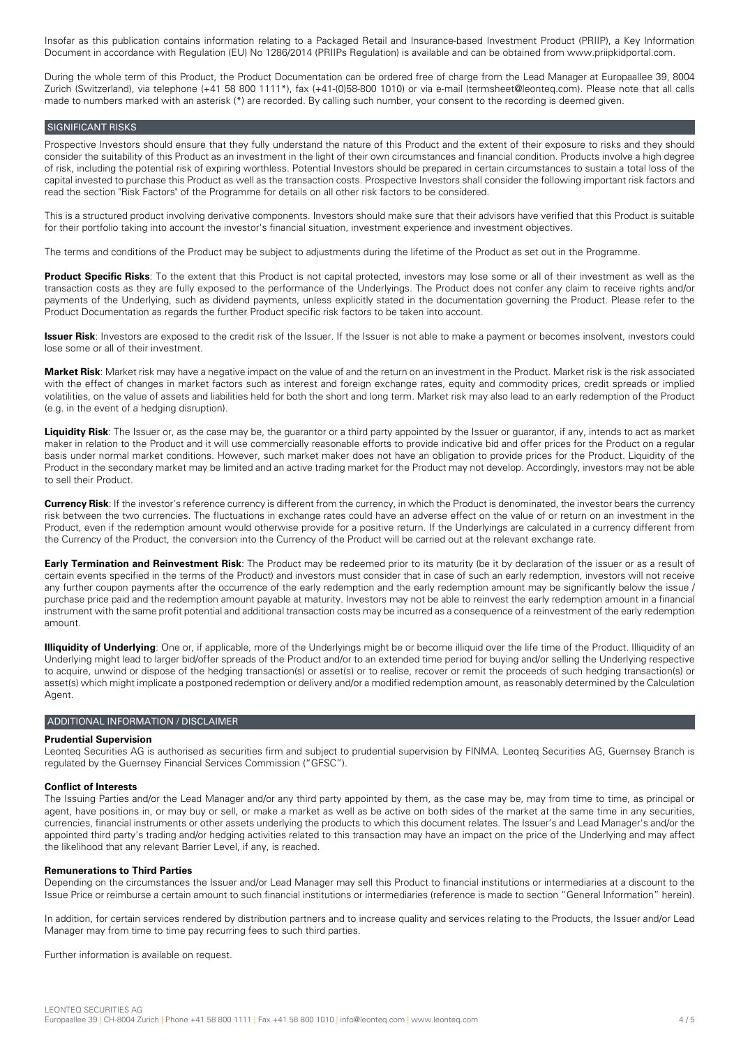Insofar as this publication contains information relating to a Packaged Retail and Insurance-based Investment Product (PRIIP), a Key Information Document in accordance with Regulation (EU) No 1286/2014 (PRIIPs Regulation) is available and can be obtained from www.priipkidportal.com.

During the whole term of this Product, the Product Documentation can be ordered free of charge from the Lead Manager at Europaallee 39, 8004 Zurich (Switzerland), via telephone (+41 58 800 1111*), fax (+41-(0)58-800 1010) or via e-mail (termsheet@leonteq.com). Please note that all calls made to numbers marked with an asterisk (*) are recorded. By calling such number, your consent to the recording is deemed given.

## SIGNIFICANT RISKS

Prospective Investors should ensure that they fully understand the nature of this Product and the extent of their exposure to risks and they should consider the suitability of this Product as an investment in the light of their own circumstances and financial condition. Products involve a high degree of risk, including the potential risk of expiring worthless. Potential Investors should be prepared in certain circumstances to sustain a total loss of the capital invested to purchase this Product as well as the transaction costs. Prospective Investors shall consider the following important risk factors and read the section "Risk Factors" of the Programme for details on all other risk factors to be considered.

This is a structured product involving derivative components. Investors should make sure that their advisors have verified that this Product is suitable for their portfolio taking into account the investor's financial situation, investment experience and investment objectives.

The terms and conditions of the Product may be subject to adjustments during the lifetime of the Product as set out in the Programme.

**Product Specific Risks**: To the extent that this Product is not capital protected, investors may lose some or all of their investment as well as the transaction costs as they are fully exposed to the performance of the Underlyings. The Product does not confer any claim to receive rights and/or payments of the Underlying, such as dividend payments, unless explicitly stated in the documentation governing the Product. Please refer to the Product Documentation as regards the further Product specific risk factors to be taken into account.

**Issuer Risk**: Investors are exposed to the credit risk of the Issuer. If the Issuer is not able to make a payment or becomes insolvent, investors could lose some or all of their investment.

**Market Risk**: Market risk may have a negative impact on the value of and the return on an investment in the Product. Market risk is the risk associated with the effect of changes in market factors such as interest and foreign exchange rates, equity and commodity prices, credit spreads or implied volatilities, on the value of assets and liabilities held for both the short and long term. Market risk may also lead to an early redemption of the Product (e.g. in the event of a hedging disruption).

**Liquidity Risk**: The Issuer or, as the case may be, the guarantor or a third party appointed by the Issuer or guarantor, if any, intends to act as market maker in relation to the Product and it will use commercially reasonable efforts to provide indicative bid and offer prices for the Product on a regular basis under normal market conditions. However, such market maker does not have an obligation to provide prices for the Product. Liquidity of the Product in the secondary market may be limited and an active trading market for the Product may not develop. Accordingly, investors may not be able to sell their Product.

**Currency Risk**: If the investor's reference currency is different from the currency, in which the Product is denominated, the investor bears the currency risk between the two currencies. The fluctuations in exchange rates could have an adverse effect on the value of or return on an investment in the Product, even if the redemption amount would otherwise provide for a positive return. If the Underlyings are calculated in a currency different from the Currency of the Product, the conversion into the Currency of the Product will be carried out at the relevant exchange rate.

**Early Termination and Reinvestment Risk**: The Product may be redeemed prior to its maturity (be it by declaration of the issuer or as a result of certain events specified in the terms of the Product) and investors must consider that in case of such an early redemption, investors will not receive any further coupon payments after the occurrence of the early redemption and the early redemption amount may be significantly below the issue / purchase price paid and the redemption amount payable at maturity. Investors may not be able to reinvest the early redemption amount in a financial instrument with the same profit potential and additional transaction costs may be incurred as a consequence of a reinvestment of the early redemption amount.

**Illiquidity of Underlying**: One or, if applicable, more of the Underlyings might be or become illiquid over the life time of the Product. Illiquidity of an Underlying might lead to larger bid/offer spreads of the Product and/or to an extended time period for buying and/or selling the Underlying respective to acquire, unwind or dispose of the hedging transaction(s) or asset(s) or to realise, recover or remit the proceeds of such hedging transaction(s) or asset(s) which might implicate a postponed redemption or delivery and/or a modified redemption amount, as reasonably determined by the Calculation Agent.

## ADDITIONAL INFORMATION / DISCLAIMER

**Prudential Supervision**
Leonteq Securities AG is authorised as securities firm and subject to prudential supervision by FINMA. Leonteq Securities AG, Guernsey Branch is regulated by the Guernsey Financial Services Commission ("GFSC").

**Conflict of Interests**
The Issuing Parties and/or the Lead Manager and/or any third party appointed by them, as the case may be, may from time to time, as principal or agent, have positions in, or may buy or sell, or make a market as well as be active on both sides of the market at the same time in any securities, currencies, financial instruments or other assets underlying the products to which this document relates. The Issuer's and Lead Manager's and/or the appointed third party's trading and/or hedging activities related to this transaction may have an impact on the price of the Underlying and may affect the likelihood that any relevant Barrier Level, if any, is reached.

**Remunerations to Third Parties**
Depending on the circumstances the Issuer and/or Lead Manager may sell this Product to financial institutions or intermediaries at a discount to the Issue Price or reimburse a certain amount to such financial institutions or intermediaries (reference is made to section "General Information" herein).

In addition, for certain services rendered by distribution partners and to increase quality and services relating to the Products, the Issuer and/or Lead Manager may from time to time pay recurring fees to such third parties.

Further information is available on request.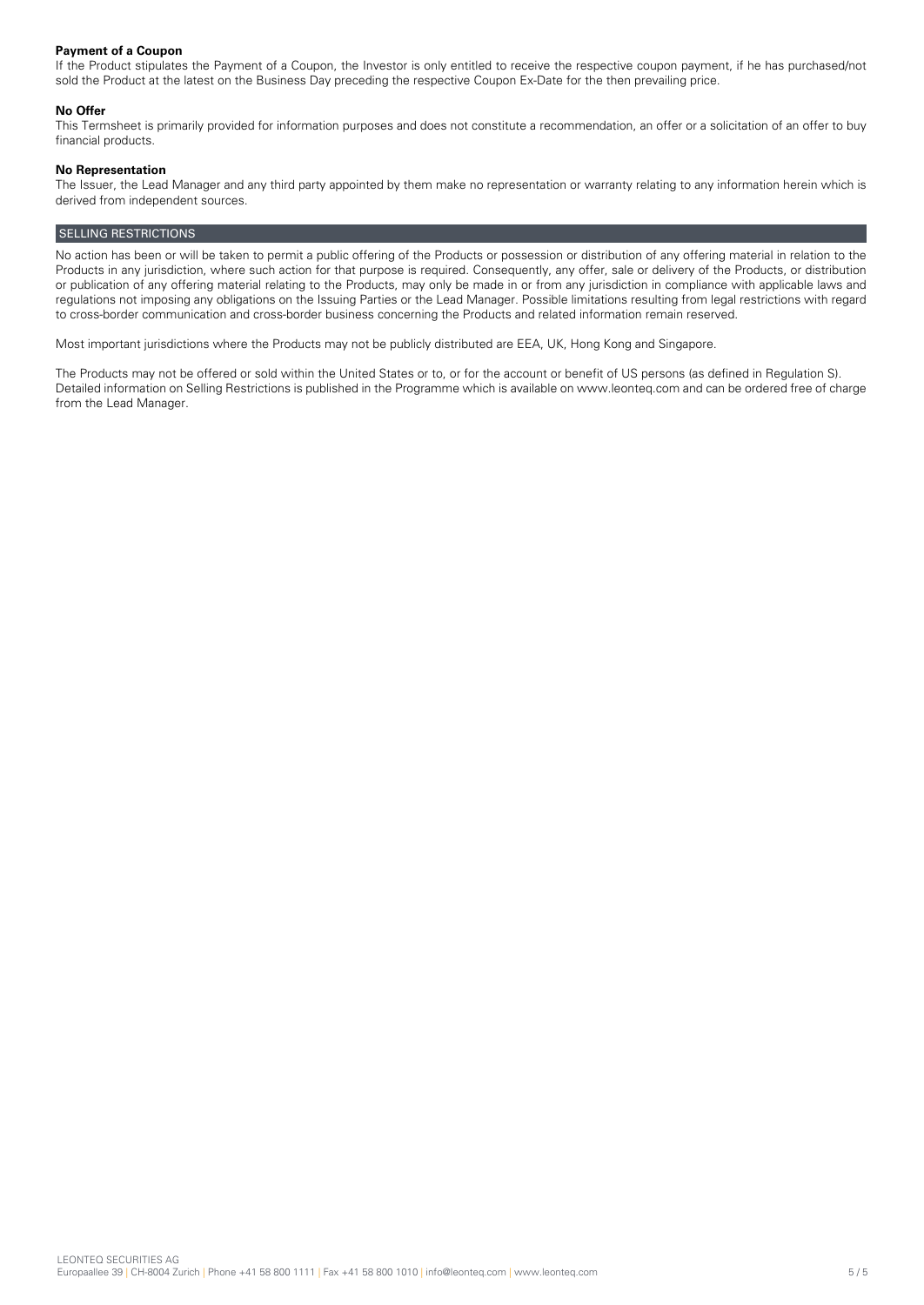**Payment of a Coupon**
If the Product stipulates the Payment of a Coupon, the Investor is only entitled to receive the respective coupon payment, if he has purchased/not sold the Product at the latest on the Business Day preceding the respective Coupon Ex-Date for the then prevailing price.

**No Offer**
This Termsheet is primarily provided for information purposes and does not constitute a recommendation, an offer or a solicitation of an offer to buy financial products.

**No Representation**
The Issuer, the Lead Manager and any third party appointed by them make no representation or warranty relating to any information herein which is derived from independent sources.

## SELLING RESTRICTIONS

No action has been or will be taken to permit a public offering of the Products or possession or distribution of any offering material in relation to the Products in any jurisdiction, where such action for that purpose is required. Consequently, any offer, sale or delivery of the Products, or distribution or publication of any offering material relating to the Products, may only be made in or from any jurisdiction in compliance with applicable laws and regulations not imposing any obligations on the Issuing Parties or the Lead Manager. Possible limitations resulting from legal restrictions with regard to cross-border communication and cross-border business concerning the Products and related information remain reserved.

Most important jurisdictions where the Products may not be publicly distributed are EEA, UK, Hong Kong and Singapore.

The Products may not be offered or sold within the United States or to, or for the account or benefit of US persons (as defined in Regulation S).
Detailed information on Selling Restrictions is published in the Programme which is available on www.leonteq.com and can be ordered free of charge from the Lead Manager.